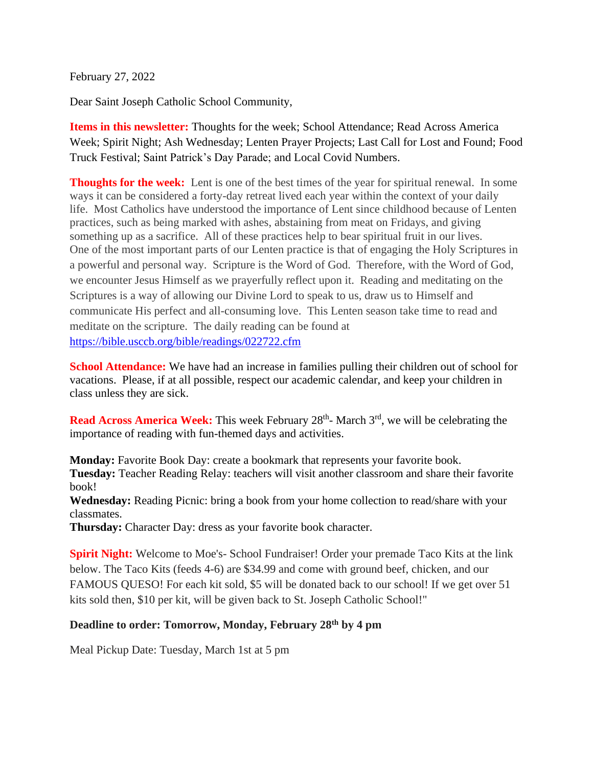February 27, 2022

Dear Saint Joseph Catholic School Community,

**Items in this newsletter:** Thoughts for the week; School Attendance; Read Across America Week; Spirit Night; Ash Wednesday; Lenten Prayer Projects; Last Call for Lost and Found; Food Truck Festival; Saint Patrick's Day Parade; and Local Covid Numbers.

**Thoughts for the week:** Lent is one of the best times of the year for spiritual renewal. In some ways it can be considered a forty-day retreat lived each year within the context of your daily life. Most Catholics have understood the importance of Lent since childhood because of Lenten practices, such as being marked with ashes, abstaining from meat on Fridays, and giving something up as a sacrifice. All of these practices help to bear spiritual fruit in our lives. One of the most important parts of our Lenten practice is that of engaging the Holy Scriptures in a powerful and personal way. Scripture is the Word of God. Therefore, with the Word of God, we encounter Jesus Himself as we prayerfully reflect upon it. Reading and meditating on the Scriptures is a way of allowing our Divine Lord to speak to us, draw us to Himself and communicate His perfect and all-consuming love. This Lenten season take time to read and meditate on the scripture. The daily reading can be found at https://bible.usccb.org/bible/readings/022722.cfm

**School Attendance:** We have had an increase in families pulling their children out of school for vacations. Please, if at all possible, respect our academic calendar, and keep your children in class unless they are sick.

**Read Across America Week:** This week February 28th- March 3rd, we will be celebrating the importance of reading with fun-themed days and activities.

**Monday:** Favorite Book Day: create a bookmark that represents your favorite book.
**Tuesday:** Teacher Reading Relay: teachers will visit another classroom and share their favorite book!
**Wednesday:** Reading Picnic: bring a book from your home collection to read/share with your classmates.
**Thursday:** Character Day: dress as your favorite book character.

**Spirit Night:** Welcome to Moe's- School Fundraiser! Order your premade Taco Kits at the link below. The Taco Kits (feeds 4-6) are $34.99 and come with ground beef, chicken, and our FAMOUS QUESO! For each kit sold, $5 will be donated back to our school! If we get over 51 kits sold then, $10 per kit, will be given back to St. Joseph Catholic School!"

**Deadline to order: Tomorrow, Monday, February 28th by 4 pm**

Meal Pickup Date: Tuesday, March 1st at 5 pm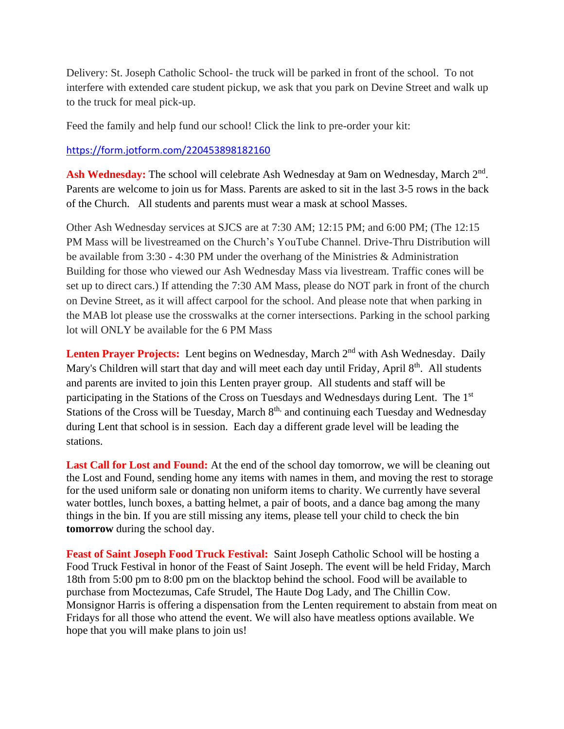Delivery: St. Joseph Catholic School- the truck will be parked in front of the school. To not interfere with extended care student pickup, we ask that you park on Devine Street and walk up to the truck for meal pick-up.

Feed the family and help fund our school! Click the link to pre-order your kit:

https://form.jotform.com/220453898182160

**Ash Wednesday:** The school will celebrate Ash Wednesday at 9am on Wednesday, March 2nd. Parents are welcome to join us for Mass. Parents are asked to sit in the last 3-5 rows in the back of the Church. All students and parents must wear a mask at school Masses.

Other Ash Wednesday services at SJCS are at 7:30 AM; 12:15 PM; and 6:00 PM; (The 12:15 PM Mass will be livestreamed on the Church's YouTube Channel. Drive-Thru Distribution will be available from 3:30 - 4:30 PM under the overhang of the Ministries & Administration Building for those who viewed our Ash Wednesday Mass via livestream. Traffic cones will be set up to direct cars.) If attending the 7:30 AM Mass, please do NOT park in front of the church on Devine Street, as it will affect carpool for the school. And please note that when parking in the MAB lot please use the crosswalks at the corner intersections. Parking in the school parking lot will ONLY be available for the 6 PM Mass

**Lenten Prayer Projects:** Lent begins on Wednesday, March 2nd with Ash Wednesday. Daily Mary's Children will start that day and will meet each day until Friday, April 8th. All students and parents are invited to join this Lenten prayer group. All students and staff will be participating in the Stations of the Cross on Tuesdays and Wednesdays during Lent. The 1st Stations of the Cross will be Tuesday, March 8th, and continuing each Tuesday and Wednesday during Lent that school is in session. Each day a different grade level will be leading the stations.

**Last Call for Lost and Found:** At the end of the school day tomorrow, we will be cleaning out the Lost and Found, sending home any items with names in them, and moving the rest to storage for the used uniform sale or donating non uniform items to charity. We currently have several water bottles, lunch boxes, a batting helmet, a pair of boots, and a dance bag among the many things in the bin. If you are still missing any items, please tell your child to check the bin **tomorrow** during the school day.

**Feast of Saint Joseph Food Truck Festival:** Saint Joseph Catholic School will be hosting a Food Truck Festival in honor of the Feast of Saint Joseph. The event will be held Friday, March 18th from 5:00 pm to 8:00 pm on the blacktop behind the school. Food will be available to purchase from Moctezumas, Cafe Strudel, The Haute Dog Lady, and The Chillin Cow. Monsignor Harris is offering a dispensation from the Lenten requirement to abstain from meat on Fridays for all those who attend the event. We will also have meatless options available. We hope that you will make plans to join us!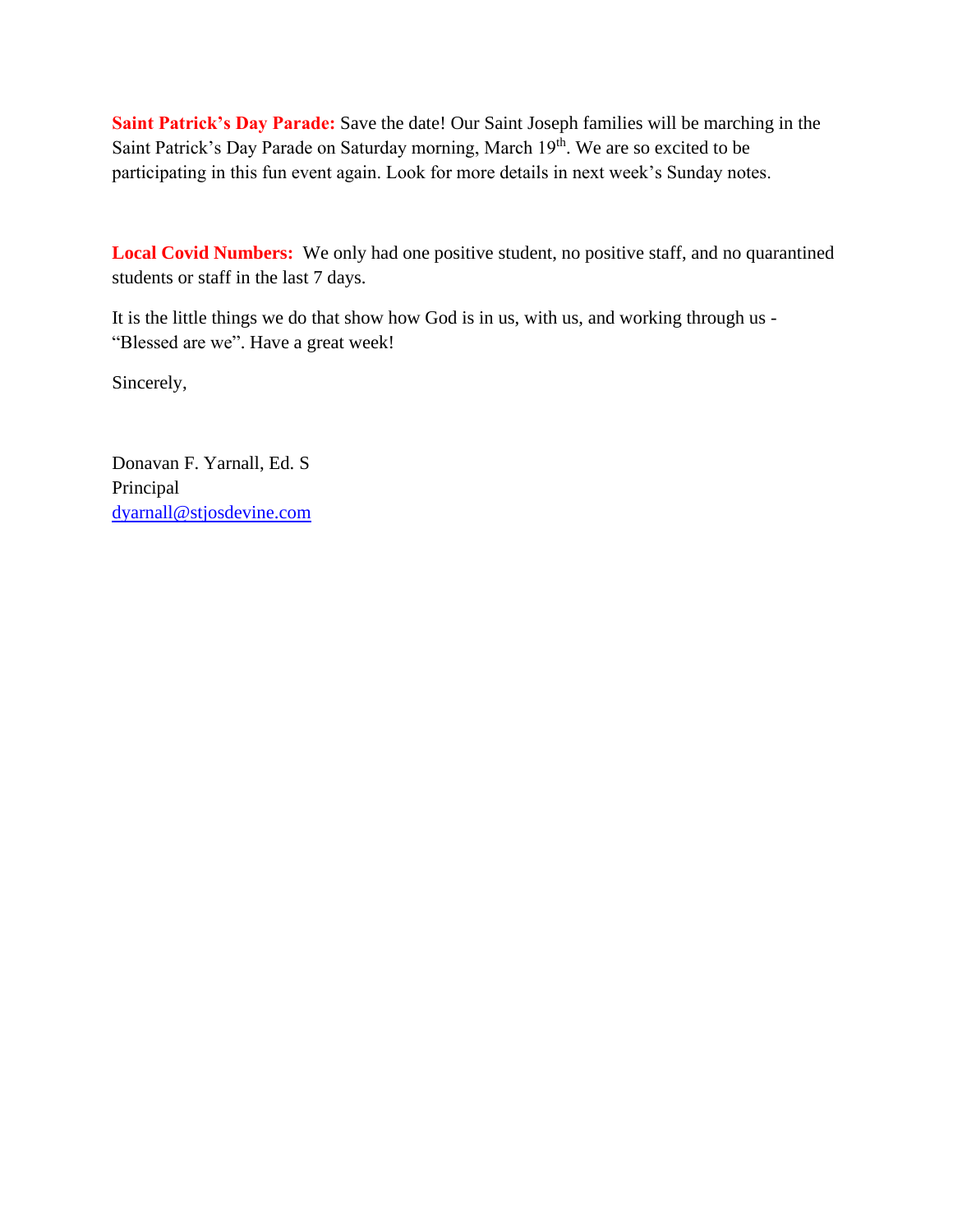**Saint Patrick's Day Parade:** Save the date! Our Saint Joseph families will be marching in the Saint Patrick's Day Parade on Saturday morning, March 19th. We are so excited to be participating in this fun event again. Look for more details in next week's Sunday notes.

**Local Covid Numbers:** We only had one positive student, no positive staff, and no quarantined students or staff in the last 7 days.

It is the little things we do that show how God is in us, with us, and working through us - "Blessed are we". Have a great week!

Sincerely,

Donavan F. Yarnall, Ed. S
Principal
dyarnall@stjosdevine.com